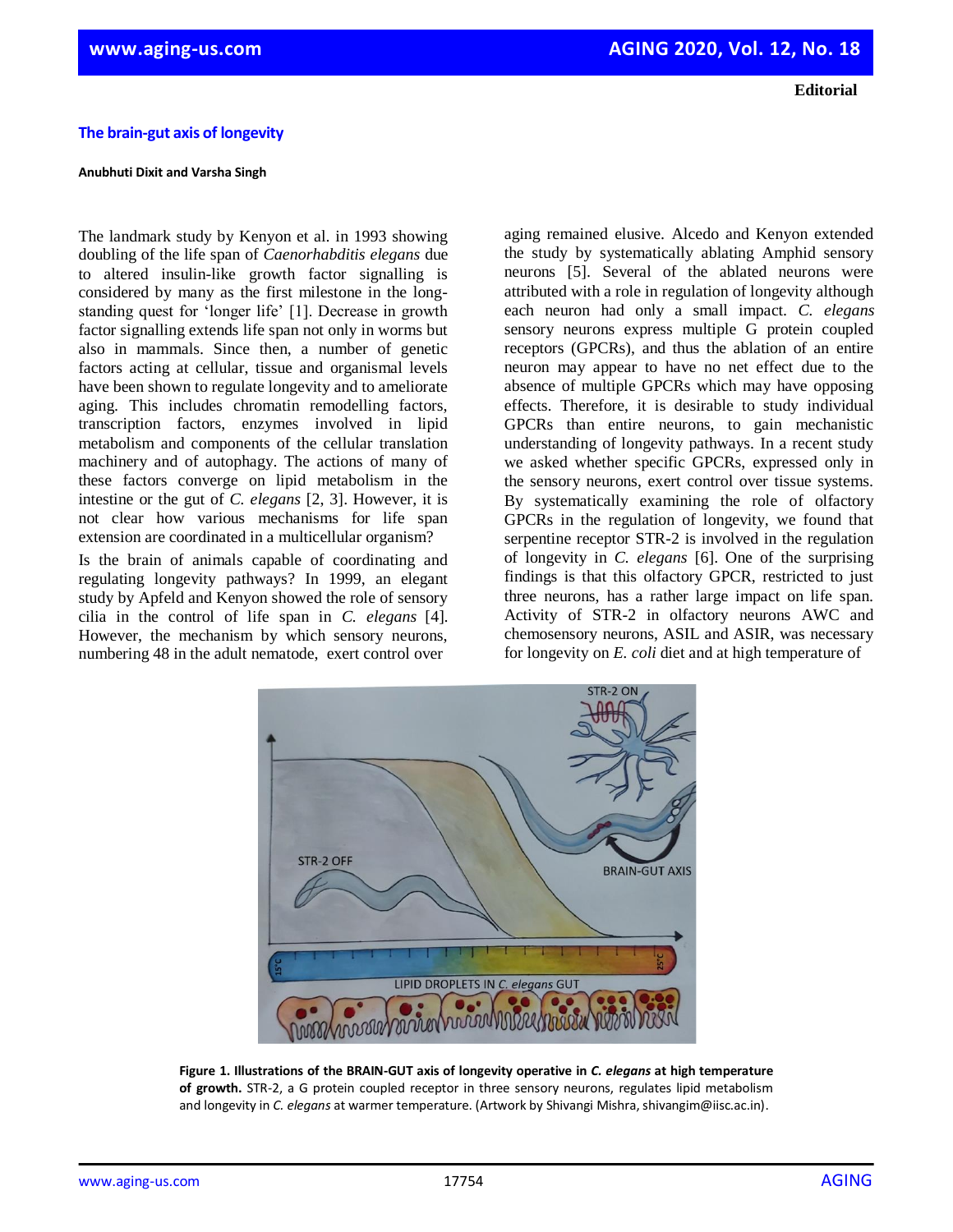Editorial

# The brain-gut axis of longevity

**Anubhuti Dixit and Varsha Singh**

The landmark study by Kenyon et al. in 1993 showing doubling of the life span of *Caenorhabditis elegans* due to altered insulin-like growth factor signalling is considered by many as the first milestone in the long-standing quest for 'longer life' [1]. Decrease in growth factor signalling extends life span not only in worms but also in mammals. Since then, a number of genetic factors acting at cellular, tissue and organismal levels have been shown to regulate longevity and to ameliorate aging. This includes chromatin remodelling factors, transcription factors, enzymes involved in lipid metabolism and components of the cellular translation machinery and of autophagy. The actions of many of these factors converge on lipid metabolism in the intestine or the gut of *C. elegans* [2, 3]. However, it is not clear how various mechanisms for life span extension are coordinated in a multicellular organism?

Is the brain of animals capable of coordinating and regulating longevity pathways? In 1999, an elegant study by Apfeld and Kenyon showed the role of sensory cilia in the control of life span in *C. elegans* [4]. However, the mechanism by which sensory neurons, numbering 48 in the adult nematode, exert control over aging remained elusive. Alcedo and Kenyon extended the study by systematically ablating Amphid sensory neurons [5]. Several of the ablated neurons were attributed with a role in regulation of longevity although each neuron had only a small impact. *C. elegans* sensory neurons express multiple G protein coupled receptors (GPCRs), and thus the ablation of an entire neuron may appear to have no net effect due to the absence of multiple GPCRs which may have opposing effects. Therefore, it is desirable to study individual GPCRs than entire neurons, to gain mechanistic understanding of longevity pathways. In a recent study we asked whether specific GPCRs, expressed only in the sensory neurons, exert control over tissue systems. By systematically examining the role of olfactory GPCRs in the regulation of longevity, we found that serpentine receptor STR-2 is involved in the regulation of longevity in *C. elegans* [6]. One of the surprising findings is that this olfactory GPCR, restricted to just three neurons, has a rather large impact on life span. Activity of STR-2 in olfactory neurons AWC and chemosensory neurons, ASIL and ASIR, was necessary for longevity on *E. coli* diet and at high temperature of

**Figure 1. Illustrations of the BRAIN-GUT axis of longevity operative in *C. elegans* at high temperature of growth.** STR-2, a G protein coupled receptor in three sensory neurons, regulates lipid metabolism and longevity in *C. elegans* at warmer temperature. (Artwork by Shivangi Mishra, shivangim@iisc.ac.in).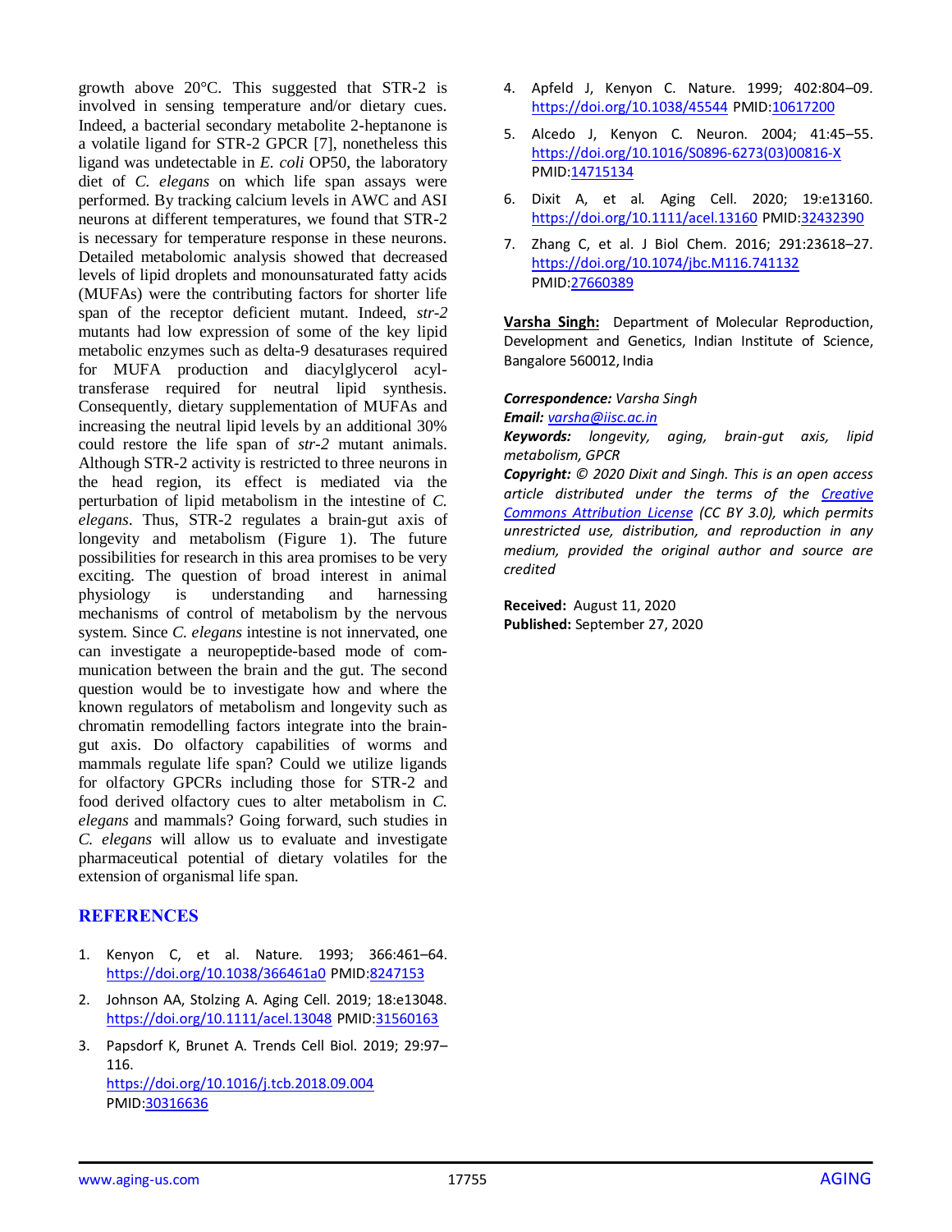growth above 20°C. This suggested that STR-2 is involved in sensing temperature and/or dietary cues. Indeed, a bacterial secondary metabolite 2-heptanone is a volatile ligand for STR-2 GPCR [7], nonetheless this ligand was undetectable in *E. coli* OP50, the laboratory diet of *C. elegans* on which life span assays were performed. By tracking calcium levels in AWC and ASI neurons at different temperatures, we found that STR-2 is necessary for temperature response in these neurons. Detailed metabolomic analysis showed that decreased levels of lipid droplets and monounsaturated fatty acids (MUFAs) were the contributing factors for shorter life span of the receptor deficient mutant. Indeed, *str-2* mutants had low expression of some of the key lipid metabolic enzymes such as delta-9 desaturases required for MUFA production and diacylglycerol acyl-transferase required for neutral lipid synthesis. Consequently, dietary supplementation of MUFAs and increasing the neutral lipid levels by an additional 30% could restore the life span of *str-2* mutant animals. Although STR-2 activity is restricted to three neurons in the head region, its effect is mediated via the perturbation of lipid metabolism in the intestine of *C. elegans*. Thus, STR-2 regulates a brain-gut axis of longevity and metabolism (Figure 1). The future possibilities for research in this area promises to be very exciting. The question of broad interest in animal physiology is understanding and harnessing mechanisms of control of metabolism by the nervous system. Since *C. elegans* intestine is not innervated, one can investigate a neuropeptide-based mode of communication between the brain and the gut. The second question would be to investigate how and where the known regulators of metabolism and longevity such as chromatin remodelling factors integrate into the brain-gut axis. Do olfactory capabilities of worms and mammals regulate life span? Could we utilize ligands for olfactory GPCRs including those for STR-2 and food derived olfactory cues to alter metabolism in *C. elegans* and mammals? Going forward, such studies in *C. elegans* will allow us to evaluate and investigate pharmaceutical potential of dietary volatiles for the extension of organismal life span.

## REFERENCES

1. Kenyon C, et al. Nature. 1993; 366:461–64. https://doi.org/10.1038/366461a0 PMID:8247153
2. Johnson AA, Stolzing A. Aging Cell. 2019; 18:e13048. https://doi.org/10.1111/acel.13048 PMID:31560163
3. Papsdorf K, Brunet A. Trends Cell Biol. 2019; 29:97–116. https://doi.org/10.1016/j.tcb.2018.09.004 PMID:30316636
4. Apfeld J, Kenyon C. Nature. 1999; 402:804–09. https://doi.org/10.1038/45544 PMID:10617200
5. Alcedo J, Kenyon C. Neuron. 2004; 41:45–55. https://doi.org/10.1016/S0896-6273(03)00816-X PMID:14715134
6. Dixit A, et al. Aging Cell. 2020; 19:e13160. https://doi.org/10.1111/acel.13160 PMID:32432390
7. Zhang C, et al. J Biol Chem. 2016; 291:23618–27. https://doi.org/10.1074/jbc.M116.741132 PMID:27660389

**Varsha Singh:** Department of Molecular Reproduction, Development and Genetics, Indian Institute of Science, Bangalore 560012, India

***Correspondence:*** *Varsha Singh*
***Email:*** *varsha@iisc.ac.in*
***Keywords:*** *longevity, aging, brain-gut axis, lipid metabolism, GPCR*
***Copyright:*** *© 2020 Dixit and Singh. This is an open access article distributed under the terms of the Creative Commons Attribution License (CC BY 3.0), which permits unrestricted use, distribution, and reproduction in any medium, provided the original author and source are credited*

**Received:** August 11, 2020
**Published:** September 27, 2020